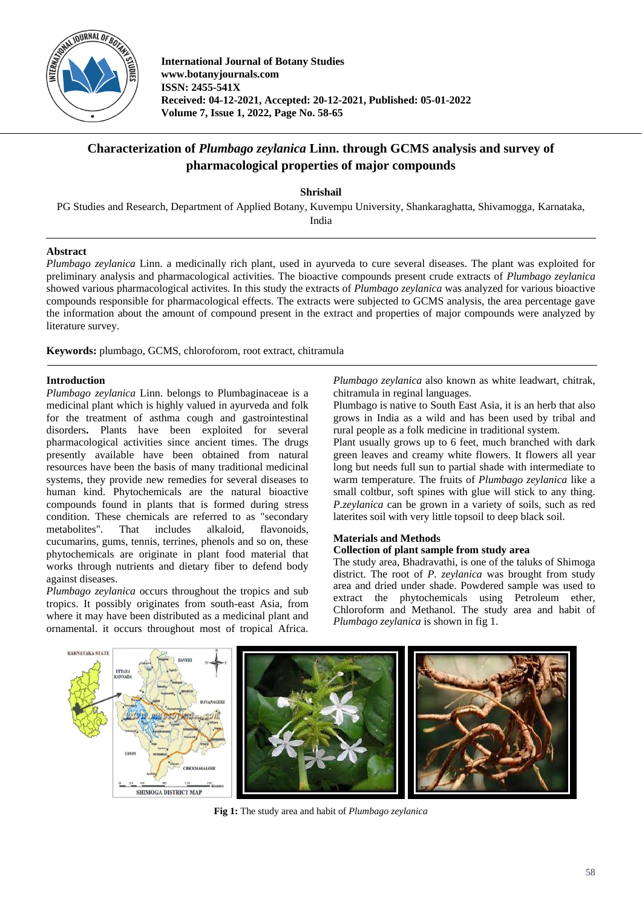International Journal of Botany Studies
www.botanyjournals.com
ISSN: 2455-541X
Received: 04-12-2021, Accepted: 20-12-2021, Published: 05-01-2022
Volume 7, Issue 1, 2022, Page No. 58-65

# Characterization of *Plumbago zeylanica* Linn. through GCMS analysis and survey of pharmacological properties of major compounds

**Shrishail**

PG Studies and Research, Department of Applied Botany, Kuvempu University, Shankaraghatta, Shivamogga, Karnataka, India

## Abstract

*Plumbago zeylanica* Linn. a medicinally rich plant, used in ayurveda to cure several diseases. The plant was exploited for preliminary analysis and pharmacological activities. The bioactive compounds present crude extracts of *Plumbago zeylanica* showed various pharmacological activites. In this study the extracts of *Plumbago zeylanica* was analyzed for various bioactive compounds responsible for pharmacological effects. The extracts were subjected to GCMS analysis, the area percentage gave the information about the amount of compound present in the extract and properties of major compounds were analyzed by literature survey.

**Keywords:** plumbago, GCMS, chloroforom, root extract, chitramula

## Introduction

*Plumbago zeylanica* Linn. belongs to Plumbaginaceae is a medicinal plant which is highly valued in ayurveda and folk for the treatment of asthma cough and gastrointestinal disorders**.** Plants have been exploited for several pharmacological activities since ancient times. The drugs presently available have been obtained from natural resources have been the basis of many traditional medicinal systems, they provide new remedies for several diseases to human kind. Phytochemicals are the natural bioactive compounds found in plants that is formed during stress condition. These chemicals are referred to as "secondary metabolites". That includes alkaloid, flavonoids, cucumarins, gums, tennis, terrines, phenols and so on, these phytochemicals are originate in plant food material that works through nutrients and dietary fiber to defend body against diseases.

*Plumbago zeylanica* occurs throughout the tropics and sub tropics. It possibly originates from south-east Asia, from where it may have been distributed as a medicinal plant and ornamental. it occurs throughout most of tropical Africa. *Plumbago zeylanica* also known as white leadwart, chitrak, chitramula in regional languages.

Plumbago is native to South East Asia, it is an herb that also grows in India as a wild and has been used by tribal and rural people as a folk medicine in traditional system.

Plant usually grows up to 6 feet, much branched with dark green leaves and creamy white flowers. It flowers all year long but needs full sun to partial shade with intermediate to warm temperature. The fruits of *Plumbago zeylanica* like a small coltbur, soft spines with glue will stick to any thing. *P.zeylanica* can be grown in a variety of soils, such as red laterites soil with very little topsoil to deep black soil.

## Materials and Methods

### Collection of plant sample from study area

The study area, Bhadravathi, is one of the taluks of Shimoga district. The root of *P. zeylanica* was brought from study area and dried under shade. Powdered sample was used to extract the phytochemicals using Petroleum ether, Chloroform and Methanol. The study area and habit of *Plumbago zeylanica* is shown in fig 1.

**Fig 1:** The study area and habit of *Plumbago zeylanica*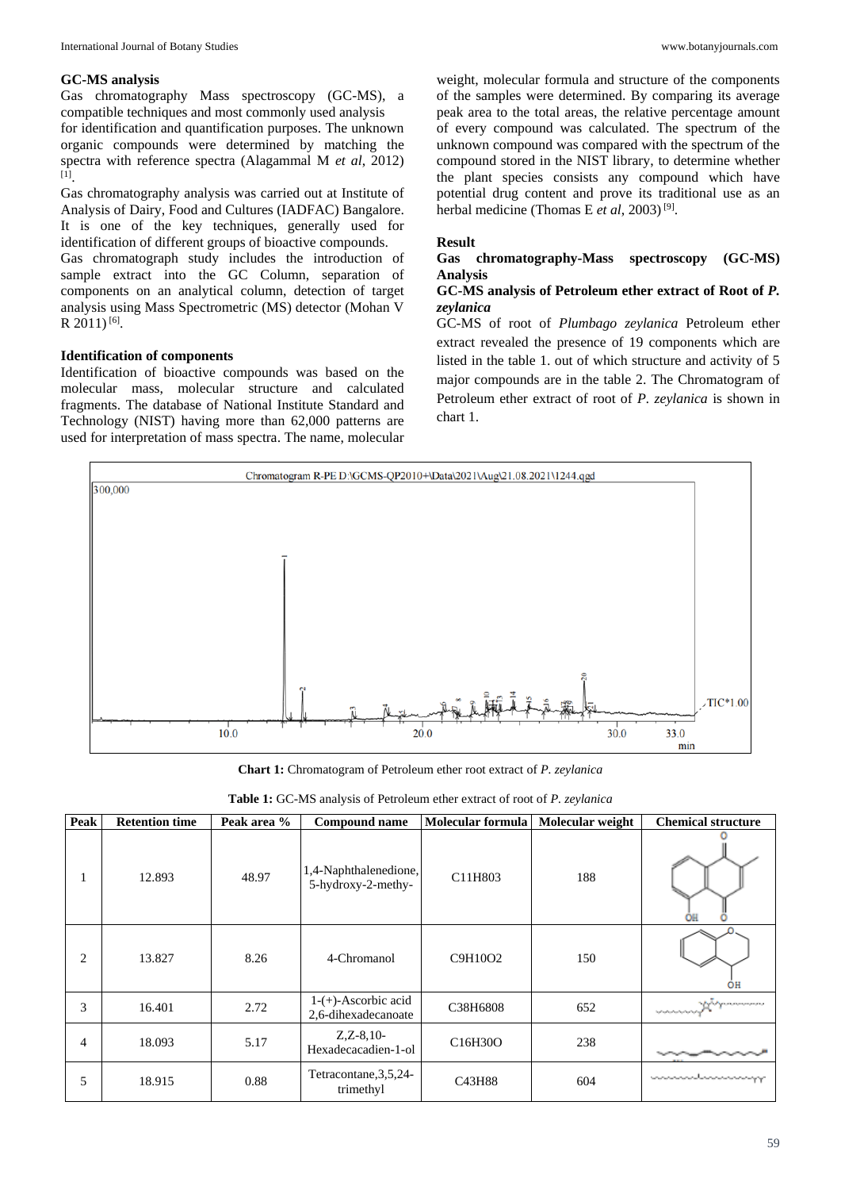## GC-MS analysis

Gas chromatography Mass spectroscopy (GC-MS), a compatible techniques and most commonly used analysis for identification and quantification purposes. The unknown organic compounds were determined by matching the spectra with reference spectra (Alagammal M *et al*, 2012) [1].

Gas chromatography analysis was carried out at Institute of Analysis of Dairy, Food and Cultures (IADFAC) Bangalore. It is one of the key techniques, generally used for identification of different groups of bioactive compounds.

Gas chromatograph study includes the introduction of sample extract into the GC Column, separation of components on an analytical column, detection of target analysis using Mass Spectrometric (MS) detector (Mohan V R 2011) [6].

## Identification of components

Identification of bioactive compounds was based on the molecular mass, molecular structure and calculated fragments. The database of National Institute Standard and Technology (NIST) having more than 62,000 patterns are used for interpretation of mass spectra. The name, molecular weight, molecular formula and structure of the components of the samples were determined. By comparing its average peak area to the total areas, the relative percentage amount of every compound was calculated. The spectrum of the unknown compound was compared with the spectrum of the compound stored in the NIST library, to determine whether the plant species consists any compound which have potential drug content and prove its traditional use as an herbal medicine (Thomas E *et al*, 2003) [9].

## Result

### Gas chromatography-Mass spectroscopy (GC-MS) Analysis

### GC-MS analysis of Petroleum ether extract of Root of *P. zeylanica*

GC-MS of root of *Plumbago zeylanica* Petroleum ether extract revealed the presence of 19 components which are listed in the table 1. out of which structure and activity of 5 major compounds are in the table 2. The Chromatogram of Petroleum ether extract of root of *P. zeylanica* is shown in chart 1.

Chromatogram R-PE D:\GCMS-QP2010+\Data\2021\Aug\21.08.2021\1244.qgd

**Chart 1:** Chromatogram of Petroleum ether root extract of *P. zeylanica*

**Table 1:** GC-MS analysis of Petroleum ether extract of root of *P. zeylanica*

| Peak | Retention time | Peak area % | Compound name | Molecular formula | Molecular weight | Chemical structure |
|---|---|---|---|---|---|---|
| 1 | 12.893 | 48.97 | 1,4-Naphthalenedione, 5-hydroxy-2-methy- | C11H8O3 | 188 | |
| 2 | 13.827 | 8.26 | 4-Chromanol | C9H10O2 | 150 | |
| 3 | 16.401 | 2.72 | 1-(+)-Ascorbic acid 2,6-dihexadecanoate | C38H68O8 | 652 | |
| 4 | 18.093 | 5.17 | Z,Z-8,10-Hexadecacadien-1-ol | C16H30O | 238 | |
| 5 | 18.915 | 0.88 | Tetracontane,3,5,24-trimethyl | C43H88 | 604 | |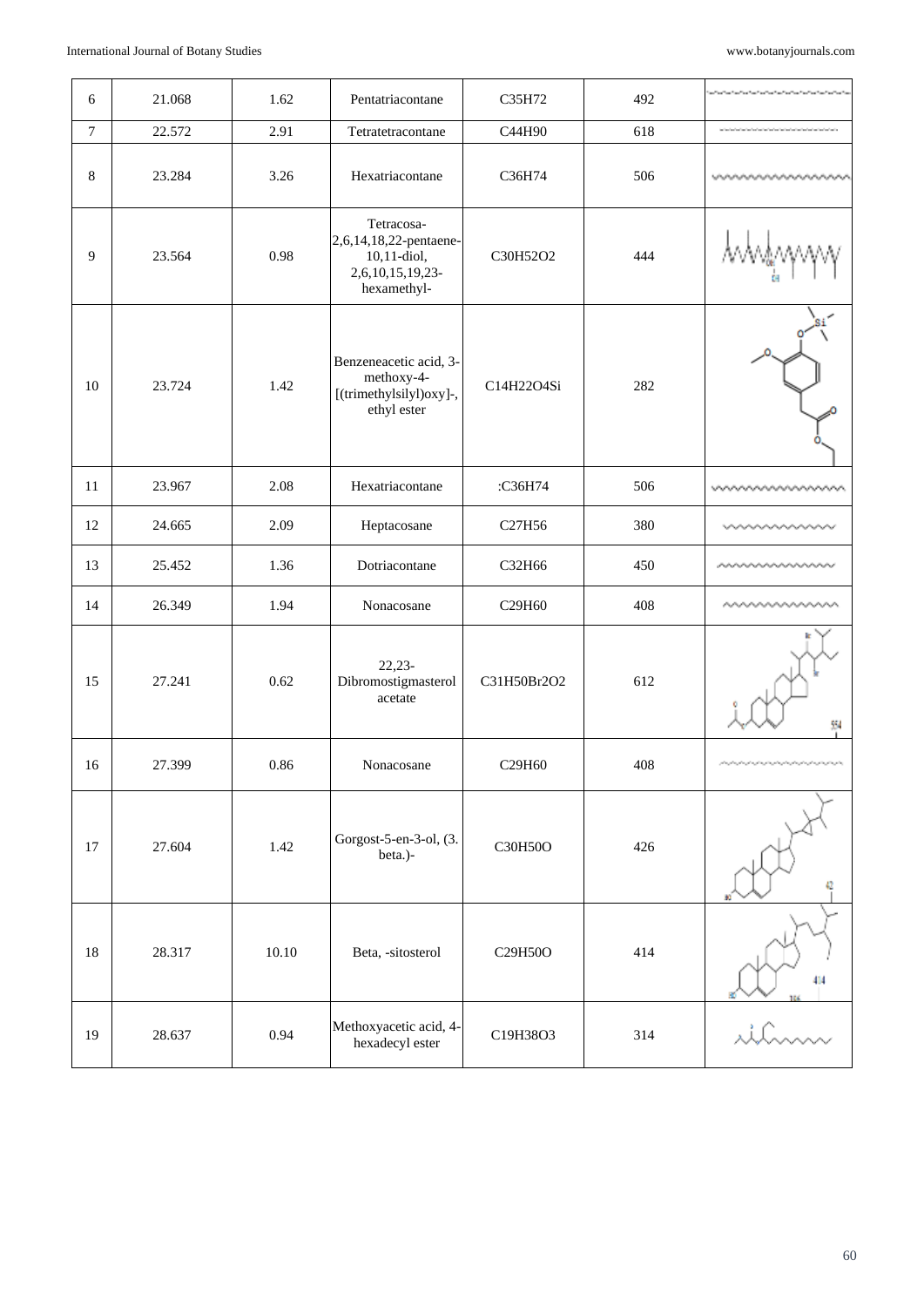| 6 | 21.068 | 1.62 | Pentatriacontane | $C_{35}H_{72}$ | 492 | |
|---|---|---|---|---|---|---|
| 7 | 22.572 | 2.91 | Tetratetracontane | $C_{44}H_{90}$ | 618 | |
| 8 | 23.284 | 3.26 | Hexatriacontane | $C_{36}H_{74}$ | 506 | |
| 9 | 23.564 | 0.98 | Tetracosa-2,6,14,18,22-pentaene-10,11-diol, 2,6,10,15,19,23-hexamethyl- | $C_{30}H_{52}O_2$ | 444 | |
| 10 | 23.724 | 1.42 | Benzeneacetic acid, 3-methoxy-4-[(trimethylsilyl)oxy]-, ethyl ester | $C_{14}H_{22}O_4Si$ | 282 | |
| 11 | 23.967 | 2.08 | Hexatriacontane | :$C_{36}H_{74}$ | 506 | |
| 12 | 24.665 | 2.09 | Heptacosane | $C_{27}H_{56}$ | 380 | |
| 13 | 25.452 | 1.36 | Dotriacontane | $C_{32}H_{66}$ | 450 | |
| 14 | 26.349 | 1.94 | Nonacosane | $C_{29}H_{60}$ | 408 | |
| 15 | 27.241 | 0.62 | 22,23-Dibromostigmasterol acetate | $C_{31}H_{50}Br_2O_2$ | 612 | |
| 16 | 27.399 | 0.86 | Nonacosane | $C_{29}H_{60}$ | 408 | |
| 17 | 27.604 | 1.42 | Gorgost-5-en-3-ol, (3. beta.)- | $C_{30}H_{50}O$ | 426 | |
| 18 | 28.317 | 10.10 | Beta, -sitosterol | $C_{29}H_{50}O$ | 414 | |
| 19 | 28.637 | 0.94 | Methoxyacetic acid, 4-hexadecyl ester | $C_{19}H_{38}O_3$ | 314 | |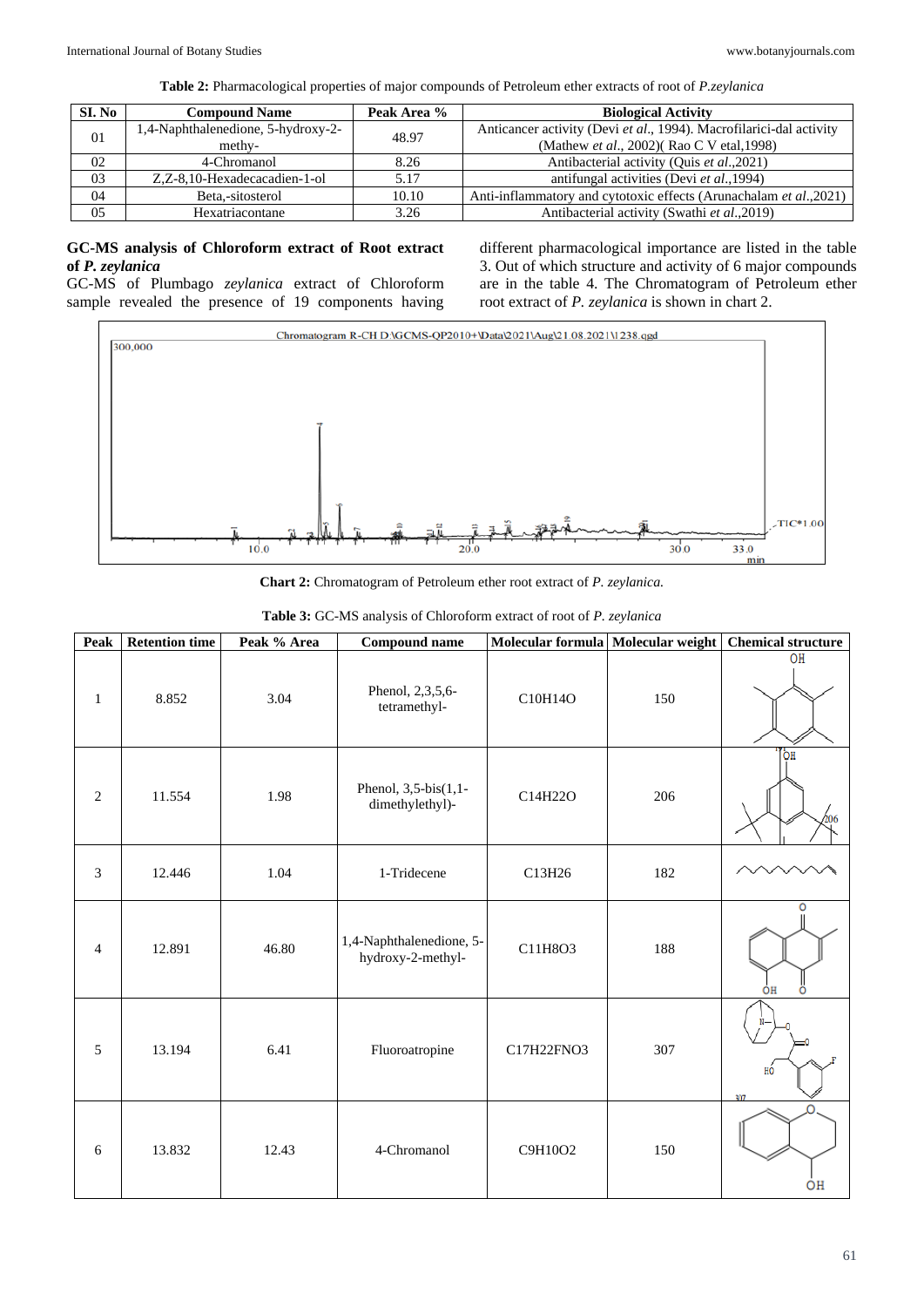**Table 2:** Pharmacological properties of major compounds of Petroleum ether extracts of root of *P.zeylanica*

| SI. No | Compound Name | Peak Area % | Biological Activity |
|---|---|---|---|
| 01 | 1,4-Naphthalenedione, 5-hydroxy-2-methy- | 48.97 | Anticancer activity (Devi *et al*., 1994). Macrofilarici-dal activity (Mathew *et al*., 2002)( Rao C V etal,1998) |
| 02 | 4-Chromanol | 8.26 | Antibacterial activity (Quis *et al*.,2021) |
| 03 | Z,Z-8,10-Hexadecacadien-1-ol | 5.17 | antifungal activities (Devi *et al*.,1994) |
| 04 | Beta,-sitosterol | 10.10 | Anti-inflammatory and cytotoxic effects (Arunachalam *et al*.,2021) |
| 05 | Hexatriacontane | 3.26 | Antibacterial activity (Swathi *et al*.,2019) |

### GC-MS analysis of Chloroform extract of Root extract of *P. zeylanica*

GC-MS of Plumbago *zeylanica* extract of Chloroform sample revealed the presence of 19 components having different pharmacological importance are listed in the table 3. Out of which structure and activity of 6 major compounds are in the table 4. The Chromatogram of Petroleum ether root extract of *P. zeylanica* is shown in chart 2.

**Chart 2:** Chromatogram of Petroleum ether root extract of *P. zeylanica.*

**Table 3:** GC-MS analysis of Chloroform extract of root of *P. zeylanica*

| Peak | Retention time | Peak % Area | Compound name | Molecular formula | Molecular weight | Chemical structure |
|---|---|---|---|---|---|---|
| 1 | 8.852 | 3.04 | Phenol, 2,3,5,6-tetramethyl- | $C_{10}H_{14}O$ | 150 | |
| 2 | 11.554 | 1.98 | Phenol, 3,5-bis(1,1-dimethylethyl)- | $C_{14}H_{22}O$ | 206 | |
| 3 | 12.446 | 1.04 | 1-Tridecene | $C_{13}H_{26}$ | 182 | |
| 4 | 12.891 | 46.80 | 1,4-Naphthalenedione, 5-hydroxy-2-methyl- | $C_{11}H_8O_3$ | 188 | |
| 5 | 13.194 | 6.41 | Fluoroatropine | $C_{17}H_{22}FNO_3$ | 307 | |
| 6 | 13.832 | 12.43 | 4-Chromanol | $C_9H_{10}O_2$ | 150 | |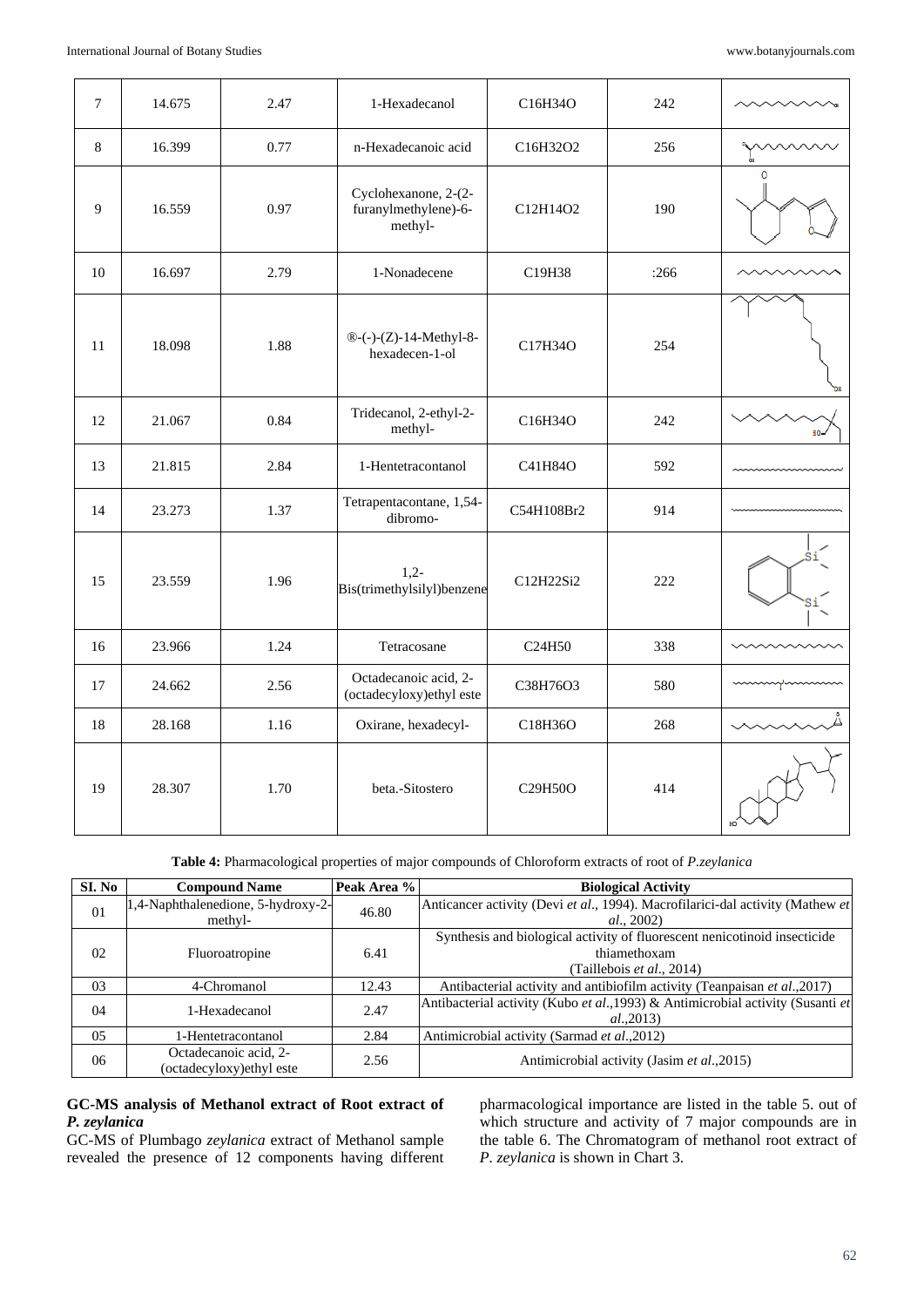| 7 | 14.675 | 2.47 | 1-Hexadecanol | C16H34O | 242 | |
|---|---|---|---|---|---|---|
| 8 | 16.399 | 0.77 | n-Hexadecanoic acid | C16H32O2 | 256 | |
| 9 | 16.559 | 0.97 | Cyclohexanone, 2-(2-furanylmethylene)-6-methyl- | C12H14O2 | 190 | |
| 10 | 16.697 | 2.79 | 1-Nonadecene | C19H38 | :266 | |
| 11 | 18.098 | 1.88 | ®-(-)-(Z)-14-Methyl-8-hexadecen-1-ol | C17H34O | 254 | |
| 12 | 21.067 | 0.84 | Tridecanol, 2-ethyl-2-methyl- | C16H34O | 242 | |
| 13 | 21.815 | 2.84 | 1-Hentetracontanol | C41H84O | 592 | |
| 14 | 23.273 | 1.37 | Tetrapentacontane, 1,54-dibromo- | C54H108Br2 | 914 | |
| 15 | 23.559 | 1.96 | 1,2-Bis(trimethylsilyl)benzene | C12H22Si2 | 222 | |
| 16 | 23.966 | 1.24 | Tetracosane | C24H50 | 338 | |
| 17 | 24.662 | 2.56 | Octadecanoic acid, 2-(octadecyloxy)ethyl este | C38H76O3 | 580 | |
| 18 | 28.168 | 1.16 | Oxirane, hexadecyl- | C18H36O | 268 | |
| 19 | 28.307 | 1.70 | beta.-Sitostero | C29H50O | 414 | |

**Table 4:** Pharmacological properties of major compounds of Chloroform extracts of root of *P.zeylanica*

| SI. No | Compound Name | Peak Area % | Biological Activity |
|---|---|---|---|
| 01 | 1,4-Naphthalenedione, 5-hydroxy-2-methyl- | 46.80 | Anticancer activity (Devi *et al*., 1994). Macrofilarici-dal activity (Mathew *et al*., 2002) |
| 02 | Fluoroatropine | 6.41 | Synthesis and biological activity of fluorescent nenicotinoid insecticide thiamethoxam (Taillebois *et al*., 2014) |
| 03 | 4-Chromanol | 12.43 | Antibacterial activity and antibiofilm activity (Teanpaisan *et al*.,2017) |
| 04 | 1-Hexadecanol | 2.47 | Antibacterial activity (Kubo *et al*.,1993) & Antimicrobial activity (Susanti *et al*.,2013) |
| 05 | 1-Hentetracontanol | 2.84 | Antimicrobial activity (Sarmad *et al*.,2012) |
| 06 | Octadecanoic acid, 2-(octadecyloxy)ethyl este | 2.56 | Antimicrobial activity (Jasim *et al*.,2015) |

**GC-MS analysis of Methanol extract of Root extract of *P. zeylanica***

GC-MS of Plumbago *zeylanica* extract of Methanol sample revealed the presence of 12 components having different pharmacological importance are listed in the table 5. out of which structure and activity of 7 major compounds are in the table 6. The Chromatogram of methanol root extract of *P. zeylanica* is shown in Chart 3.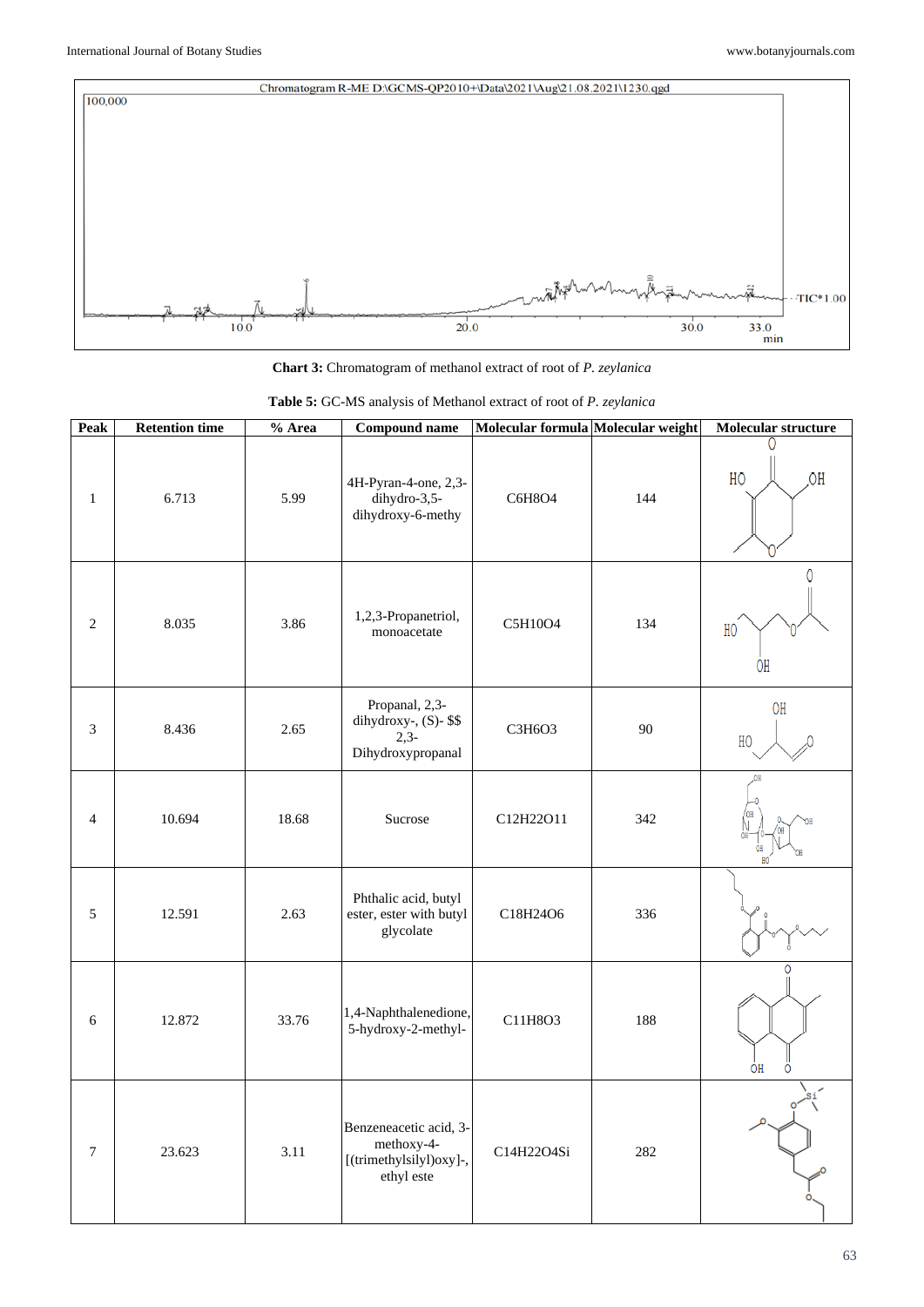**Chart 3:** Chromatogram of methanol extract of root of *P. zeylanica*

**Table 5:** GC-MS analysis of Methanol extract of root of *P. zeylanica*

| Peak | Retention time | % Area | Compound name | Molecular formula | Molecular weight | Molecular structure |
|---|---|---|---|---|---|---|
| 1 | 6.713 | 5.99 | 4H-Pyran-4-one, 2,3-dihydro-3,5-dihydroxy-6-methy | C6H8O4 | 144 | |
| 2 | 8.035 | 3.86 | 1,2,3-Propanetriol, monoacetate | C5H10O4 | 134 | |
| 3 | 8.436 | 2.65 | Propanal, 2,3-dihydroxy-, (S)- $$ 2,3-Dihydroxypropanal | C3H6O3 | 90 | |
| 4 | 10.694 | 18.68 | Sucrose | C12H22O11 | 342 | |
| 5 | 12.591 | 2.63 | Phthalic acid, butyl ester, ester with butyl glycolate | C18H24O6 | 336 | |
| 6 | 12.872 | 33.76 | 1,4-Naphthalenedione, 5-hydroxy-2-methyl- | C11H8O3 | 188 | |
| 7 | 23.623 | 3.11 | Benzeneacetic acid, 3-methoxy-4-[(trimethylsilyl)oxy]-, ethyl este | C14H22O4Si | 282 | |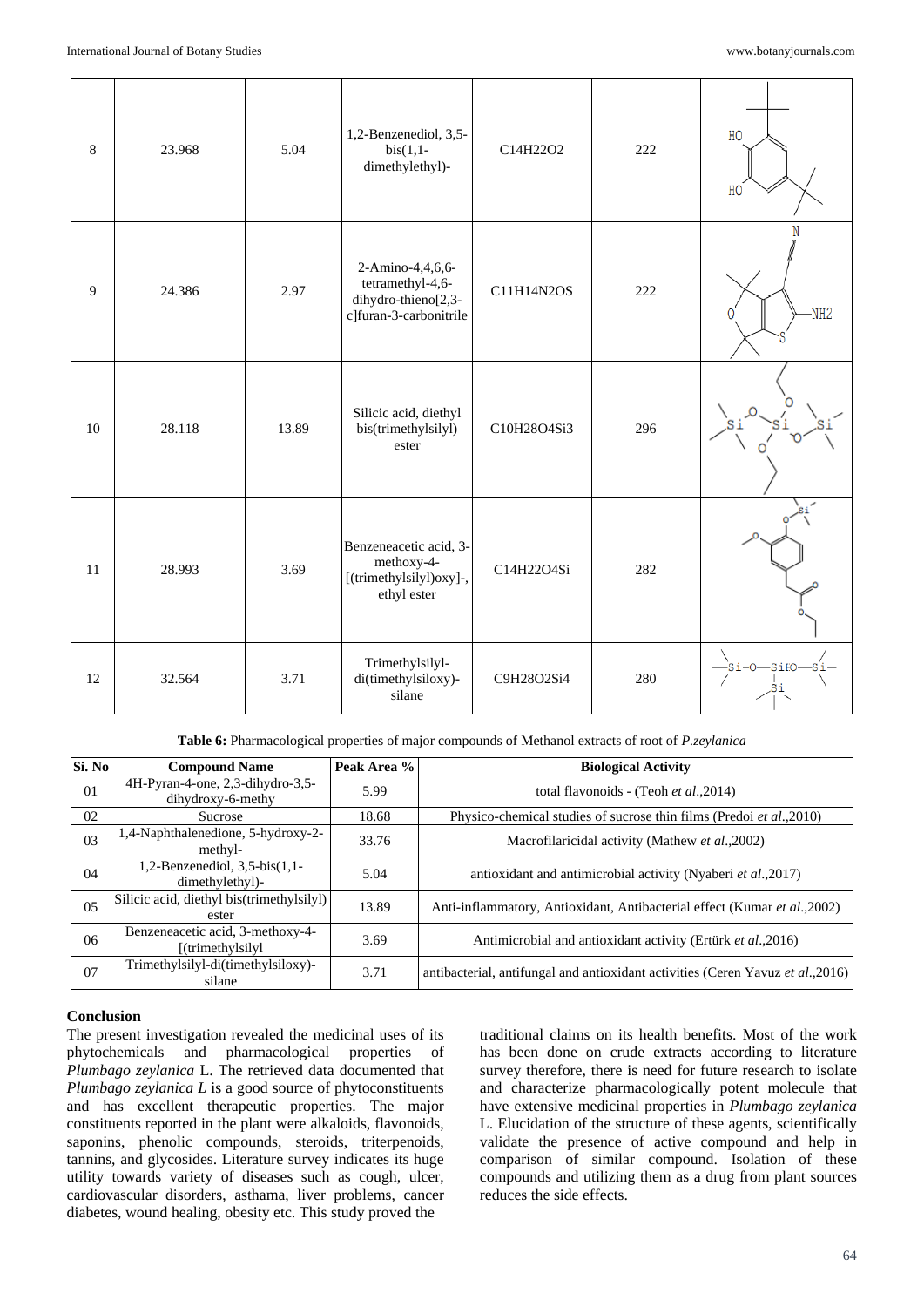| 8 | 23.968 | 5.04 | 1,2-Benzenediol, 3,5-bis(1,1-dimethylethyl)- | C14H22O2 | 222 | |
|---|---|---|---|---|---|---|
| 9 | 24.386 | 2.97 | 2-Amino-4,4,6,6-tetramethyl-4,6-dihydro-thieno[2,3-c]furan-3-carbonitrile | C11H14N2OS | 222 | |
| 10 | 28.118 | 13.89 | Silicic acid, diethyl bis(trimethylsilyl) ester | C10H28O4Si3 | 296 | |
| 11 | 28.993 | 3.69 | Benzeneacetic acid, 3-methoxy-4-[(trimethylsilyl)oxy]-, ethyl ester | C14H22O4Si | 282 | |
| 12 | 32.564 | 3.71 | Trimethylsilyl-di(timethylsiloxy)-silane | C9H28O2Si4 | 280 | |

**Table 6:** Pharmacological properties of major compounds of Methanol extracts of root of *P.zeylanica*

| Si. No | Compound Name | Peak Area % | Biological Activity |
|---|---|---|---|
| 01 | 4H-Pyran-4-one, 2,3-dihydro-3,5-dihydroxy-6-methy | 5.99 | total flavonoids - (Teoh *et al*.,2014) |
| 02 | Sucrose | 18.68 | Physico-chemical studies of sucrose thin films (Predoi *et al*.,2010) |
| 03 | 1,4-Naphthalenedione, 5-hydroxy-2-methyl- | 33.76 | Macrofilaricidal activity (Mathew *et al*.,2002) |
| 04 | 1,2-Benzenediol, 3,5-bis(1,1-dimethylethyl)- | 5.04 | antioxidant and antimicrobial activity (Nyaberi *et al*.,2017) |
| 05 | Silicic acid, diethyl bis(trimethylsilyl) ester | 13.89 | Anti-inflammatory, Antioxidant, Antibacterial effect (Kumar *et al*.,2002) |
| 06 | Benzeneacetic acid, 3-methoxy-4-[(trimethylsilyl | 3.69 | Antimicrobial and antioxidant activity (Ertürk *et al*.,2016) |
| 07 | Trimethylsilyl-di(timethylsiloxy)-silane | 3.71 | antibacterial, antifungal and antioxidant activities (Ceren Yavuz *et al*.,2016) |

## Conclusion

The present investigation revealed the medicinal uses of its phytochemicals and pharmacological properties of *Plumbago zeylanica* L. The retrieved data documented that *Plumbago zeylanica L* is a good source of phytoconstituents and has excellent therapeutic properties. The major constituents reported in the plant were alkaloids, flavonoids, saponins, phenolic compounds, steroids, triterpenoids, tannins, and glycosides. Literature survey indicates its huge utility towards variety of diseases such as cough, ulcer, cardiovascular disorders, asthama, liver problems, cancer diabetes, wound healing, obesity etc. This study proved the traditional claims on its health benefits. Most of the work has been done on crude extracts according to literature survey therefore, there is need for future research to isolate and characterize pharmacologically potent molecule that have extensive medicinal properties in *Plumbago zeylanica* L. Elucidation of the structure of these agents, scientifically validate the presence of active compound and help in comparison of similar compound. Isolation of these compounds and utilizing them as a drug from plant sources reduces the side effects.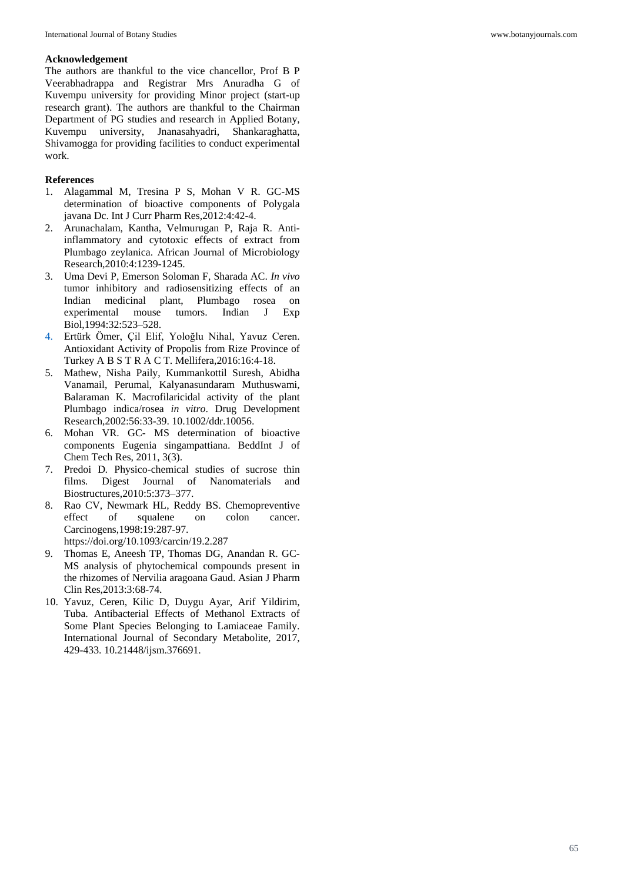## Acknowledgement

The authors are thankful to the vice chancellor, Prof B P Veerabhadrappa and Registrar Mrs Anuradha G of Kuvempu university for providing Minor project (start-up research grant). The authors are thankful to the Chairman Department of PG studies and research in Applied Botany, Kuvempu university, Jnanasahyadri, Shankaraghatta, Shivamogga for providing facilities to conduct experimental work.

## References

1. Alagammal M, Tresina P S, Mohan V R. GC-MS determination of bioactive components of Polygala javana Dc. Int J Curr Pharm Res,2012:4:42-4.
2. Arunachalam, Kantha, Velmurugan P, Raja R. Anti-inflammatory and cytotoxic effects of extract from Plumbago zeylanica. African Journal of Microbiology Research,2010:4:1239-1245.
3. Uma Devi P, Emerson Soloman F, Sharada AC. *In vivo* tumor inhibitory and radiosensitizing effects of an Indian medicinal plant, Plumbago rosea on experimental mouse tumors. Indian J Exp Biol,1994:32:523–528.
4. Ertürk Ömer, Çil Elif, Yoloğlu Nihal, Yavuz Ceren. Antioxidant Activity of Propolis from Rize Province of Turkey A B S T R A C T. Mellifera,2016:16:4-18.
5. Mathew, Nisha Paily, Kummankottil Suresh, Abidha Vanamail, Perumal, Kalyanasundaram Muthuswami, Balaraman K. Macrofilaricidal activity of the plant Plumbago indica/rosea *in vitro*. Drug Development Research,2002:56:33-39. 10.1002/ddr.10056.
6. Mohan VR. GC- MS determination of bioactive components Eugenia singampattiana. BeddInt J of Chem Tech Res, 2011, 3(3).
7. Predoi D. Physico-chemical studies of sucrose thin films. Digest Journal of Nanomaterials and Biostructures,2010:5:373–377.
8. Rao CV, Newmark HL, Reddy BS. Chemopreventive effect of squalene on colon cancer. Carcinogens,1998:19:287-97. https://doi.org/10.1093/carcin/19.2.287
9. Thomas E, Aneesh TP, Thomas DG, Anandan R. GC-MS analysis of phytochemical compounds present in the rhizomes of Nervilia aragoana Gaud. Asian J Pharm Clin Res,2013:3:68-74.
10. Yavuz, Ceren, Kilic D, Duygu Ayar, Arif Yildirim, Tuba. Antibacterial Effects of Methanol Extracts of Some Plant Species Belonging to Lamiaceae Family. International Journal of Secondary Metabolite, 2017, 429-433. 10.21448/ijsm.376691.